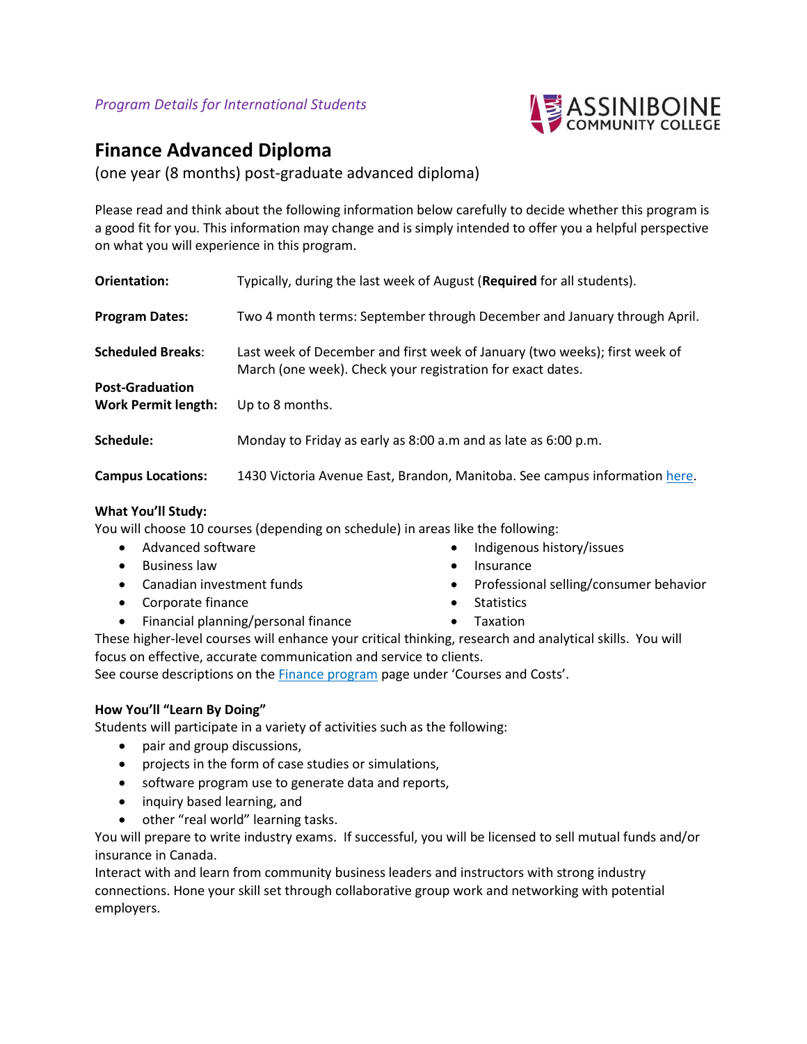*Program Details for International Students*

ASSINIBOINE COMMUNITY COLLEGE

# Finance Advanced Diploma

(one year (8 months) post-graduate advanced diploma)

Please read and think about the following information below carefully to decide whether this program is a good fit for you. This information may change and is simply intended to offer you a helpful perspective on what you will experience in this program.

| | |
|---|---|
| **Orientation:** | Typically, during the last week of August (**Required** for all students). |
| **Program Dates:** | Two 4 month terms: September through December and January through April. |
| **Scheduled Breaks**: | Last week of December and first week of January (two weeks); first week of March (one week). Check your registration for exact dates. |
| **Post-Graduation Work Permit length:** | Up to 8 months. |
| **Schedule:** | Monday to Friday as early as 8:00 a.m and as late as 6:00 p.m. |
| **Campus Locations:** | 1430 Victoria Avenue East, Brandon, Manitoba. See campus information [here](). |

**What You'll Study:**
You will choose 10 courses (depending on schedule) in areas like the following:

- Advanced software
- Business law
- Canadian investment funds
- Corporate finance
- Financial planning/personal finance
- Indigenous history/issues
- Insurance
- Professional selling/consumer behavior
- Statistics
- Taxation

These higher-level courses will enhance your critical thinking, research and analytical skills. You will focus on effective, accurate communication and service to clients.
See course descriptions on the [Finance program]() page under 'Courses and Costs'.

**How You'll "Learn By Doing"**
Students will participate in a variety of activities such as the following:

- pair and group discussions,
- projects in the form of case studies or simulations,
- software program use to generate data and reports,
- inquiry based learning, and
- other "real world" learning tasks.

You will prepare to write industry exams. If successful, you will be licensed to sell mutual funds and/or insurance in Canada.
Interact with and learn from community business leaders and instructors with strong industry connections. Hone your skill set through collaborative group work and networking with potential employers.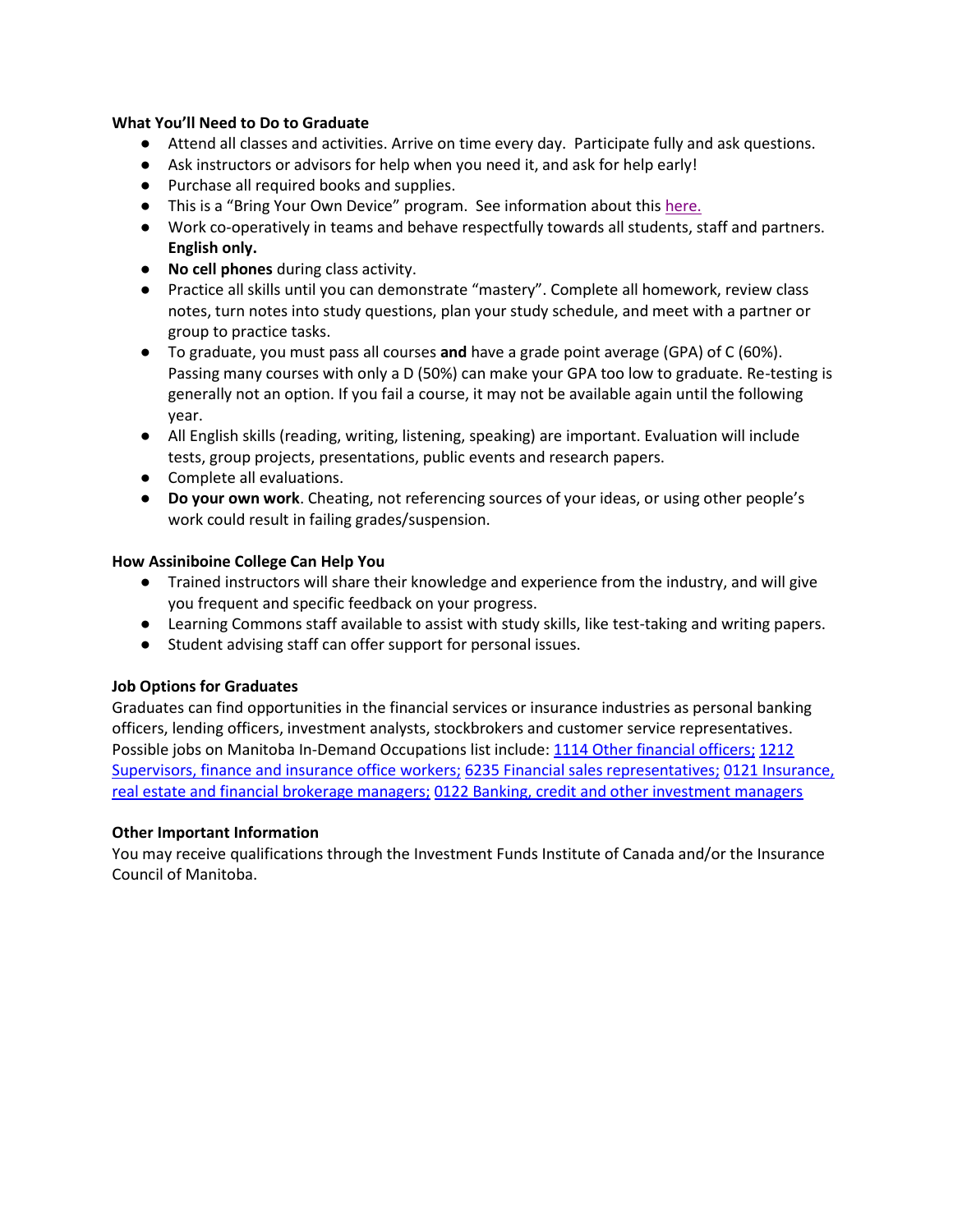**What You'll Need to Do to Graduate**

- Attend all classes and activities. Arrive on time every day. Participate fully and ask questions.
- Ask instructors or advisors for help when you need it, and ask for help early!
- Purchase all required books and supplies.
- This is a "Bring Your Own Device" program. See information about this here.
- Work co-operatively in teams and behave respectfully towards all students, staff and partners. **English only.**
- **No cell phones** during class activity.
- Practice all skills until you can demonstrate "mastery". Complete all homework, review class notes, turn notes into study questions, plan your study schedule, and meet with a partner or group to practice tasks.
- To graduate, you must pass all courses **and** have a grade point average (GPA) of C (60%). Passing many courses with only a D (50%) can make your GPA too low to graduate. Re-testing is generally not an option. If you fail a course, it may not be available again until the following year.
- All English skills (reading, writing, listening, speaking) are important. Evaluation will include tests, group projects, presentations, public events and research papers.
- Complete all evaluations.
- **Do your own work**. Cheating, not referencing sources of your ideas, or using other people's work could result in failing grades/suspension.

**How Assiniboine College Can Help You**

- Trained instructors will share their knowledge and experience from the industry, and will give you frequent and specific feedback on your progress.
- Learning Commons staff available to assist with study skills, like test-taking and writing papers.
- Student advising staff can offer support for personal issues.

**Job Options for Graduates**

Graduates can find opportunities in the financial services or insurance industries as personal banking officers, lending officers, investment analysts, stockbrokers and customer service representatives. Possible jobs on Manitoba In-Demand Occupations list include: 1114 Other financial officers; 1212 Supervisors, finance and insurance office workers; 6235 Financial sales representatives; 0121 Insurance, real estate and financial brokerage managers; 0122 Banking, credit and other investment managers

**Other Important Information**

You may receive qualifications through the Investment Funds Institute of Canada and/or the Insurance Council of Manitoba.